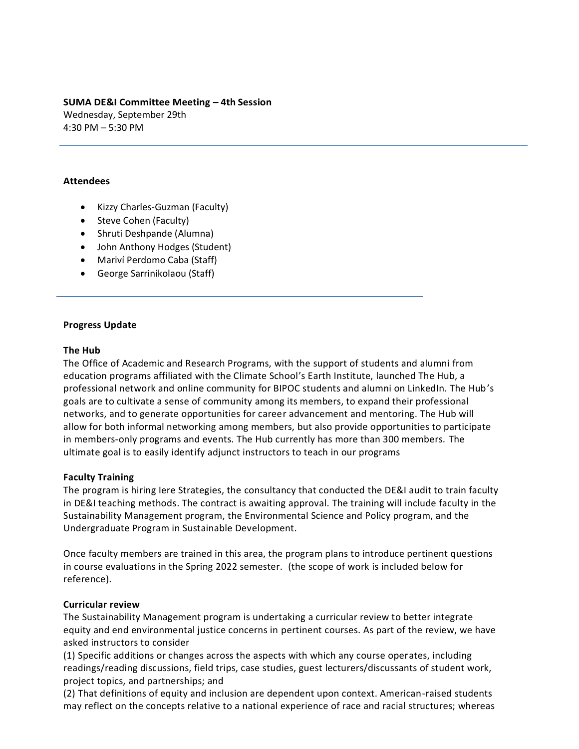**SUMA DE&I Committee Meeting – 4th Session**
Wednesday, September 29th
4:30 PM – 5:30 PM

---

**Attendees**

- Kizzy Charles-Guzman (Faculty)
- Steve Cohen (Faculty)
- Shruti Deshpande (Alumna)
- John Anthony Hodges (Student)
- Mariví Perdomo Caba (Staff)
- George Sarrinikolaou (Staff)

---

**Progress Update**

**The Hub**
The Office of Academic and Research Programs, with the support of students and alumni from education programs affiliated with the Climate School's Earth Institute, launched The Hub, a professional network and online community for BIPOC students and alumni on LinkedIn. The Hub's goals are to cultivate a sense of community among its members, to expand their professional networks, and to generate opportunities for career advancement and mentoring. The Hub will allow for both informal networking among members, but also provide opportunities to participate in members-only programs and events. The Hub currently has more than 300 members. The ultimate goal is to easily identify adjunct instructors to teach in our programs

**Faculty Training**
The program is hiring Iere Strategies, the consultancy that conducted the DE&I audit to train faculty in DE&I teaching methods. The contract is awaiting approval. The training will include faculty in the Sustainability Management program, the Environmental Science and Policy program, and the Undergraduate Program in Sustainable Development.

Once faculty members are trained in this area, the program plans to introduce pertinent questions in course evaluations in the Spring 2022 semester. (the scope of work is included below for reference).

**Curricular review**
The Sustainability Management program is undertaking a curricular review to better integrate equity and end environmental justice concerns in pertinent courses. As part of the review, we have asked instructors to consider
(1) Specific additions or changes across the aspects with which any course operates, including readings/reading discussions, field trips, case studies, guest lecturers/discussants of student work, project topics, and partnerships; and
(2) That definitions of equity and inclusion are dependent upon context. American-raised students may reflect on the concepts relative to a national experience of race and racial structures; whereas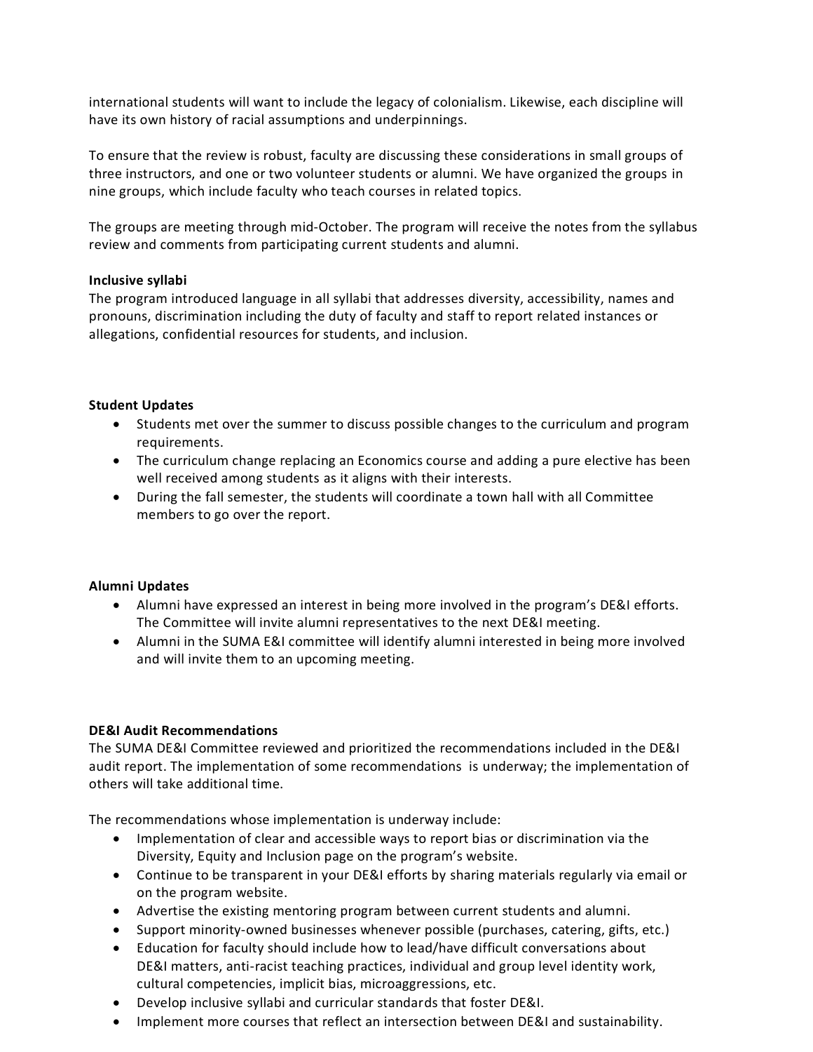international students will want to include the legacy of colonialism. Likewise, each discipline will have its own history of racial assumptions and underpinnings.

To ensure that the review is robust, faculty are discussing these considerations in small groups of three instructors, and one or two volunteer students or alumni. We have organized the groups in nine groups, which include faculty who teach courses in related topics.

The groups are meeting through mid-October. The program will receive the notes from the syllabus review and comments from participating current students and alumni.

**Inclusive syllabi**
The program introduced language in all syllabi that addresses diversity, accessibility, names and pronouns, discrimination including the duty of faculty and staff to report related instances or allegations, confidential resources for students, and inclusion.

**Student Updates**

- Students met over the summer to discuss possible changes to the curriculum and program requirements.
- The curriculum change replacing an Economics course and adding a pure elective has been well received among students as it aligns with their interests.
- During the fall semester, the students will coordinate a town hall with all Committee members to go over the report.

**Alumni Updates**

- Alumni have expressed an interest in being more involved in the program's DE&I efforts. The Committee will invite alumni representatives to the next DE&I meeting.
- Alumni in the SUMA E&I committee will identify alumni interested in being more involved and will invite them to an upcoming meeting.

**DE&I Audit Recommendations**
The SUMA DE&I Committee reviewed and prioritized the recommendations included in the DE&I audit report. The implementation of some recommendations is underway; the implementation of others will take additional time.

The recommendations whose implementation is underway include:

- Implementation of clear and accessible ways to report bias or discrimination via the Diversity, Equity and Inclusion page on the program's website.
- Continue to be transparent in your DE&I efforts by sharing materials regularly via email or on the program website.
- Advertise the existing mentoring program between current students and alumni.
- Support minority-owned businesses whenever possible (purchases, catering, gifts, etc.)
- Education for faculty should include how to lead/have difficult conversations about DE&I matters, anti-racist teaching practices, individual and group level identity work, cultural competencies, implicit bias, microaggressions, etc.
- Develop inclusive syllabi and curricular standards that foster DE&I.
- Implement more courses that reflect an intersection between DE&I and sustainability.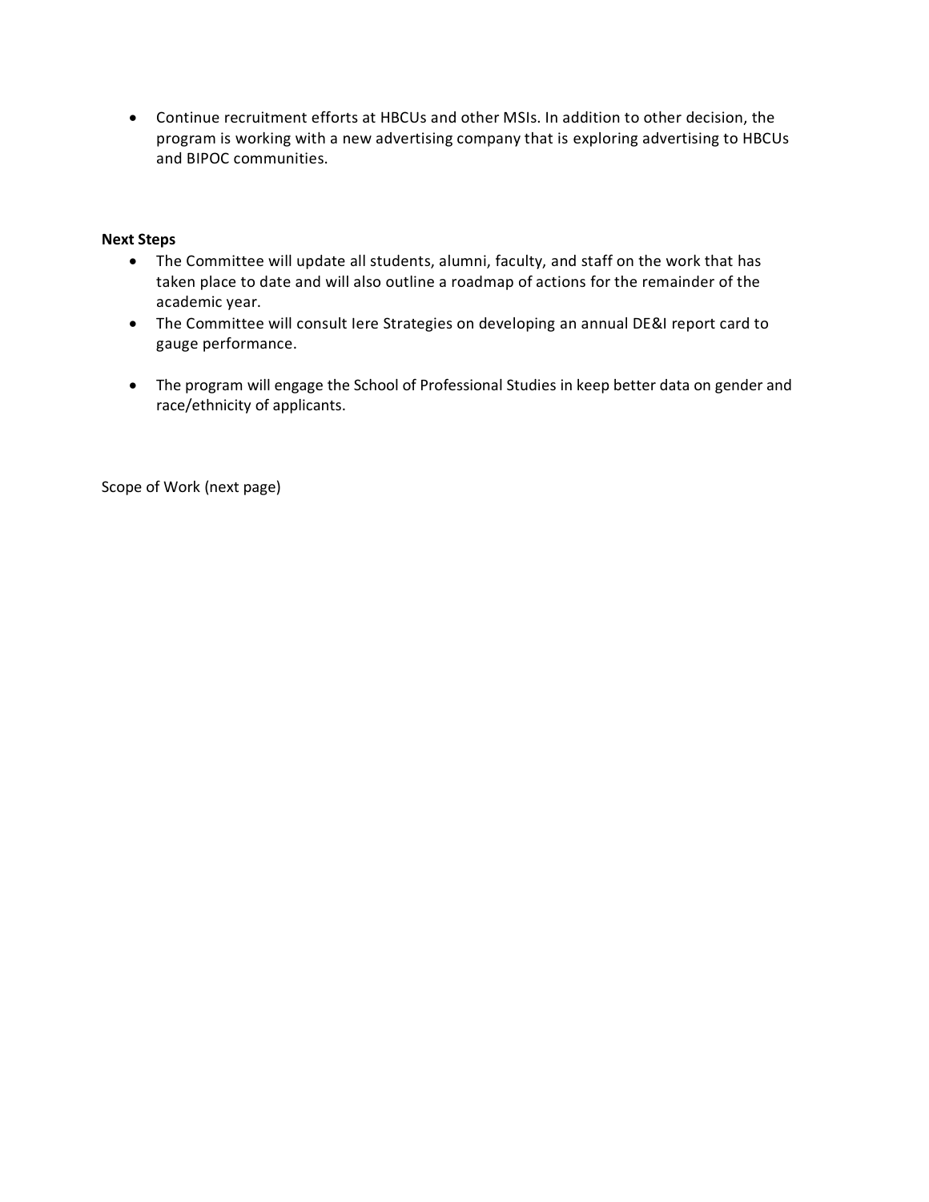- Continue recruitment efforts at HBCUs and other MSIs. In addition to other decision, the program is working with a new advertising company that is exploring advertising to HBCUs and BIPOC communities.

**Next Steps**

- The Committee will update all students, alumni, faculty, and staff on the work that has taken place to date and will also outline a roadmap of actions for the remainder of the academic year.
- The Committee will consult Iere Strategies on developing an annual DE&I report card to gauge performance.
- The program will engage the School of Professional Studies in keep better data on gender and race/ethnicity of applicants.

Scope of Work (next page)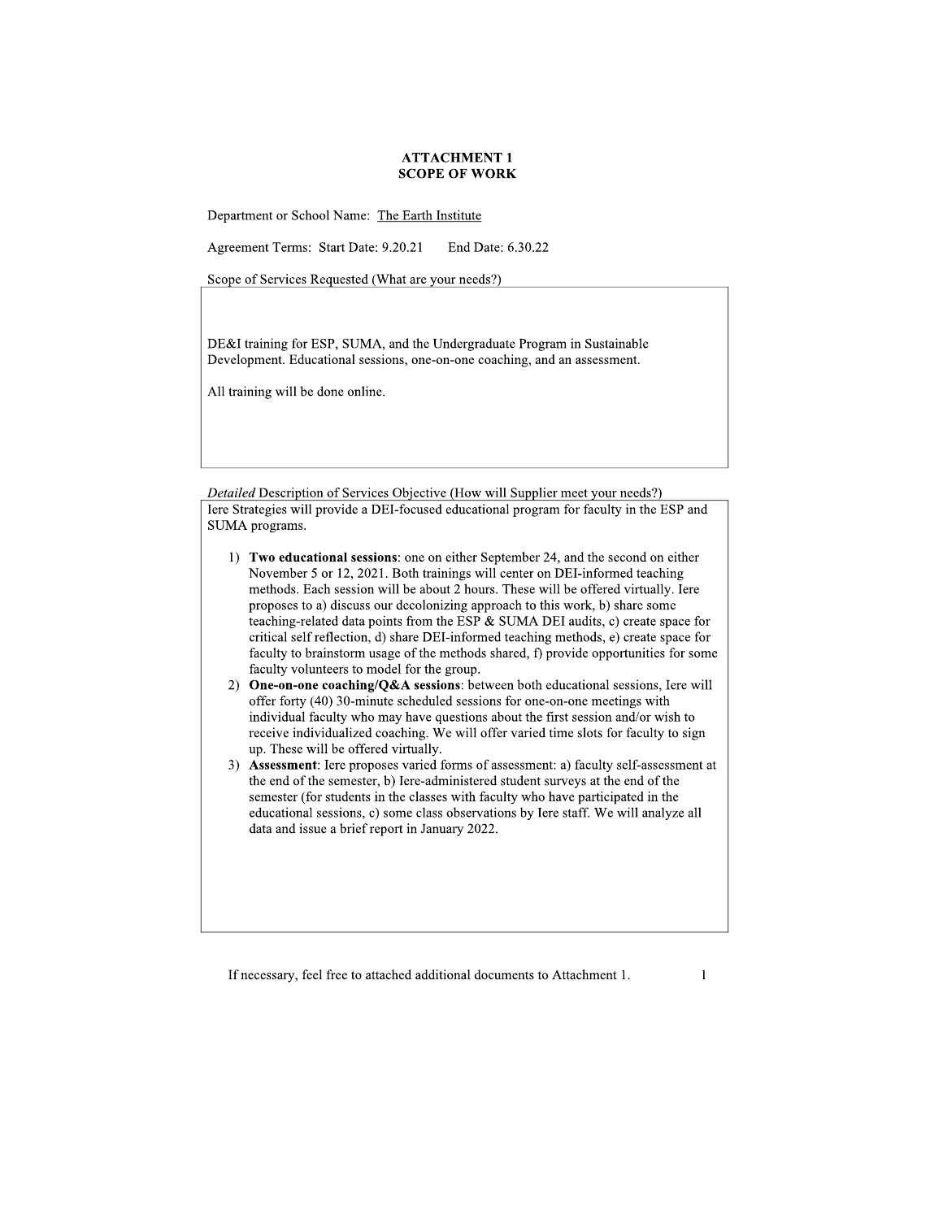# ATTACHMENT 1
# SCOPE OF WORK

Department or School Name: The Earth Institute

Agreement Terms: Start Date: 9.20.21 End Date: 6.30.22

Scope of Services Requested (What are your needs?)

DE&I training for ESP, SUMA, and the Undergraduate Program in Sustainable Development. Educational sessions, one-on-one coaching, and an assessment.

All training will be done online.

*Detailed* Description of Services Objective (How will Supplier meet your needs?)

Iere Strategies will provide a DEI-focused educational program for faculty in the ESP and SUMA programs.

1) **Two educational sessions**: one on either September 24, and the second on either November 5 or 12, 2021. Both trainings will center on DEI-informed teaching methods. Each session will be about 2 hours. These will be offered virtually. Iere proposes to a) discuss our decolonizing approach to this work, b) share some teaching-related data points from the ESP & SUMA DEI audits, c) create space for critical self reflection, d) share DEI-informed teaching methods, e) create space for faculty to brainstorm usage of the methods shared, f) provide opportunities for some faculty volunteers to model for the group.
2) **One-on-one coaching/Q&A sessions**: between both educational sessions, Iere will offer forty (40) 30-minute scheduled sessions for one-on-one meetings with individual faculty who may have questions about the first session and/or wish to receive individualized coaching. We will offer varied time slots for faculty to sign up. These will be offered virtually.
3) **Assessment**: Iere proposes varied forms of assessment: a) faculty self-assessment at the end of the semester, b) Iere-administered student surveys at the end of the semester (for students in the classes with faculty who have participated in the educational sessions, c) some class observations by Iere staff. We will analyze all data and issue a brief report in January 2022.

If necessary, feel free to attached additional documents to Attachment 1.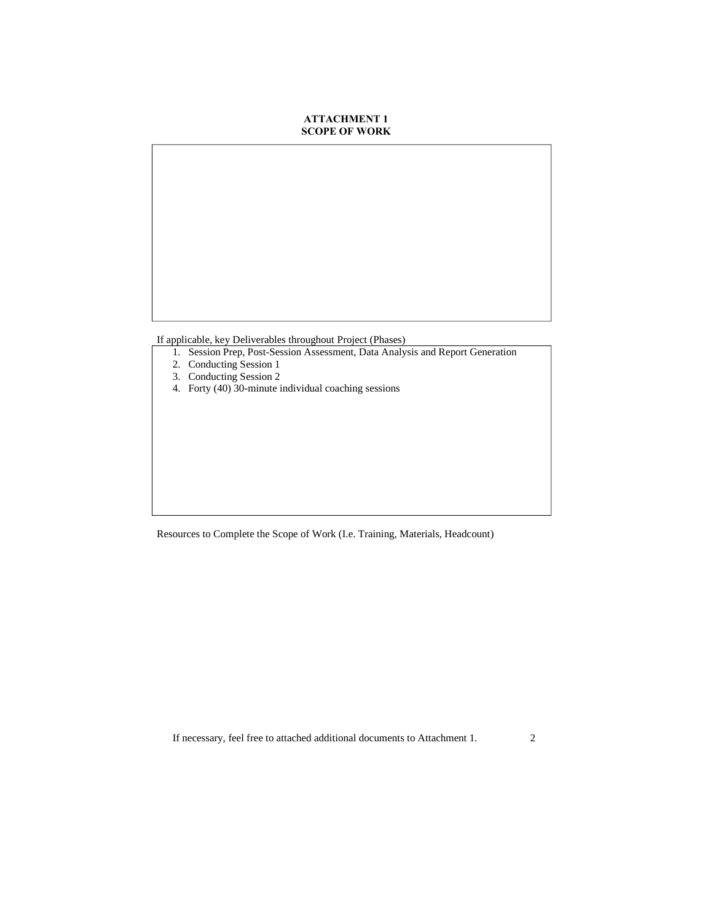# ATTACHMENT 1
## SCOPE OF WORK

If applicable, key Deliverables throughout Project (Phases)

1. Session Prep, Post-Session Assessment, Data Analysis and Report Generation
2. Conducting Session 1
3. Conducting Session 2
4. Forty (40) 30-minute individual coaching sessions

Resources to Complete the Scope of Work (I.e. Training, Materials, Headcount)

If necessary, feel free to attached additional documents to Attachment 1.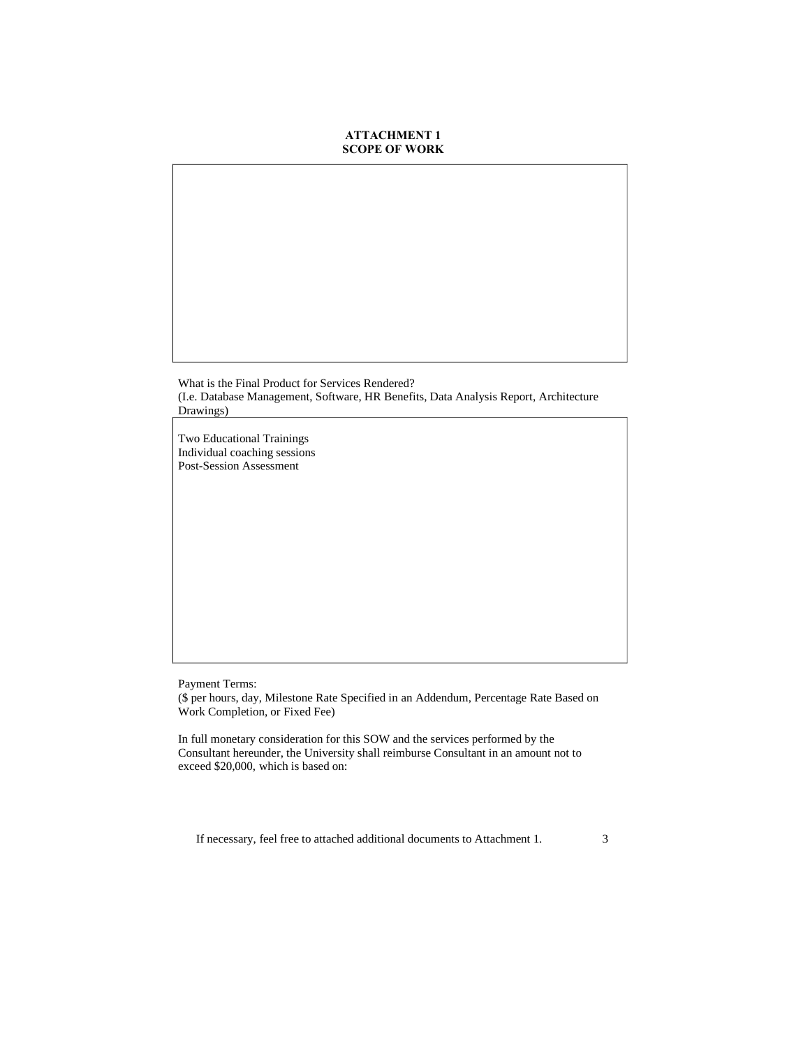**ATTACHMENT 1**
**SCOPE OF WORK**

What is the Final Product for Services Rendered?
(I.e. Database Management, Software, HR Benefits, Data Analysis Report, Architecture Drawings)

Two Educational Trainings
Individual coaching sessions
Post-Session Assessment

Payment Terms:
($ per hours, day, Milestone Rate Specified in an Addendum, Percentage Rate Based on Work Completion, or Fixed Fee)

In full monetary consideration for this SOW and the services performed by the Consultant hereunder, the University shall reimburse Consultant in an amount not to exceed $20,000, which is based on:

If necessary, feel free to attached additional documents to Attachment 1.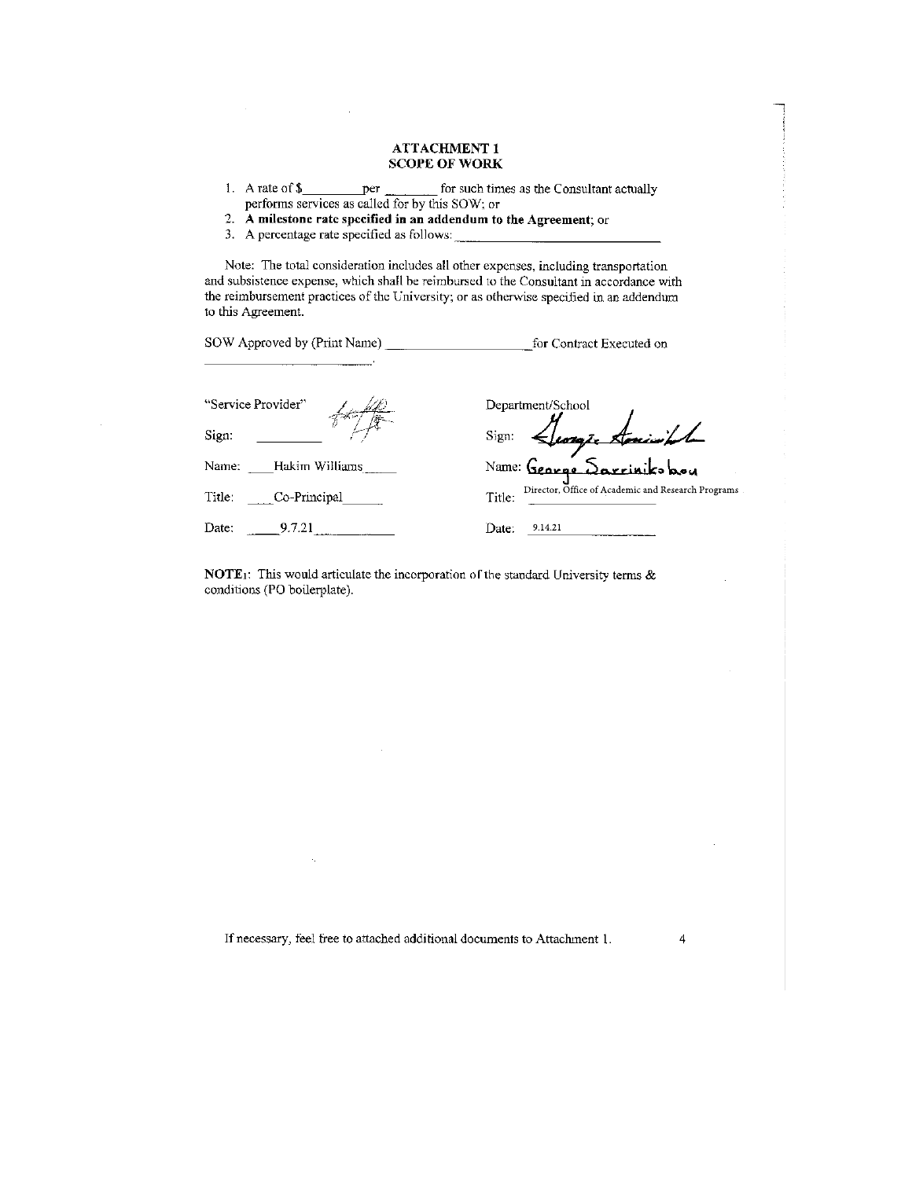## ATTACHMENT 1
## SCOPE OF WORK

1. A rate of $\_\_\_\_\_\_\_\_ per \_\_\_\_\_\_\_ for such times as the Consultant actually performs services as called for by this SOW; or
2. **A milestone rate specified in an addendum to the Agreement**; or
3. A percentage rate specified as follows: \_\_\_\_\_\_\_\_\_\_\_\_\_\_\_\_\_\_\_\_\_\_\_\_\_\_\_\_

Note: The total consideration includes all other expenses, including transportation and subsistence expense, which shall be reimbursed to the Consultant in accordance with the reimbursement practices of the University; or as otherwise specified in an addendum to this Agreement.

SOW Approved by (Print Name) \_\_\_\_\_\_\_\_\_\_\_\_\_\_\_\_\_\_\_\_ for Contract Executed on \_\_\_\_\_\_\_\_\_\_\_\_\_\_\_\_\_\_\_\_\_\_\_\_\_\_.

| "Service Provider" | Department/School |
|---|---|
| Sign: [signature] | Sign: [signature] |
| Name: Hakim Williams | Name: George Sarrinikolaou |
| Title: Co-Principal | Title: Director, Office of Academic and Research Programs |
| Date: 9.7.21 | Date: 9.14.21 |

**NOTE**[1]: This would articulate the incorporation of the standard University terms & conditions (PO boilerplate).

If necessary, feel free to attached additional documents to Attachment 1.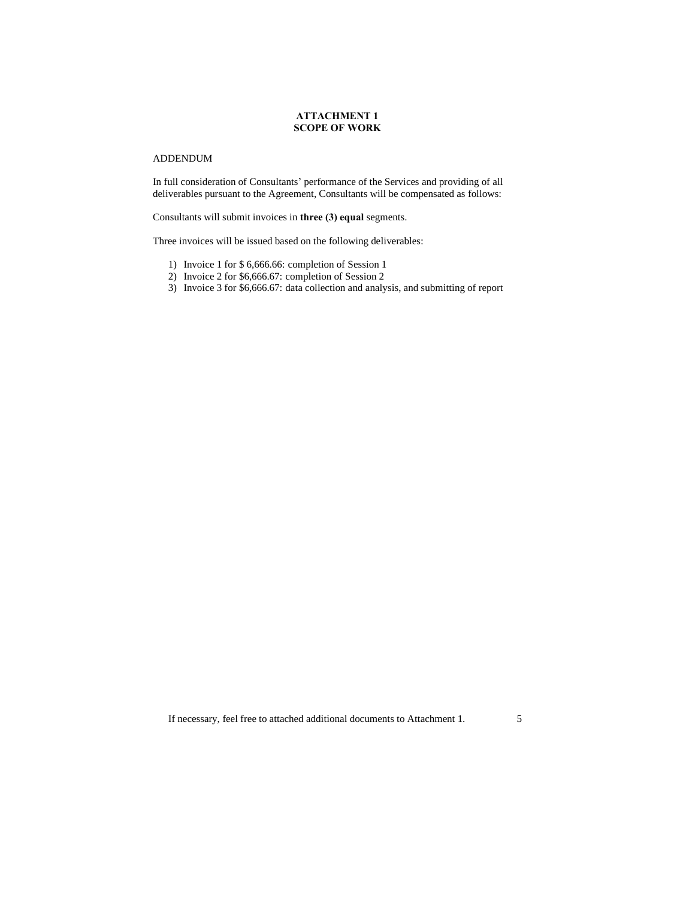# ATTACHMENT 1
# SCOPE OF WORK

ADDENDUM

In full consideration of Consultants' performance of the Services and providing of all deliverables pursuant to the Agreement, Consultants will be compensated as follows:

Consultants will submit invoices in **three (3) equal** segments.

Three invoices will be issued based on the following deliverables:

1) Invoice 1 for $ 6,666.66: completion of Session 1
2) Invoice 2 for $6,666.67: completion of Session 2
3) Invoice 3 for $6,666.67: data collection and analysis, and submitting of report

If necessary, feel free to attached additional documents to Attachment 1.